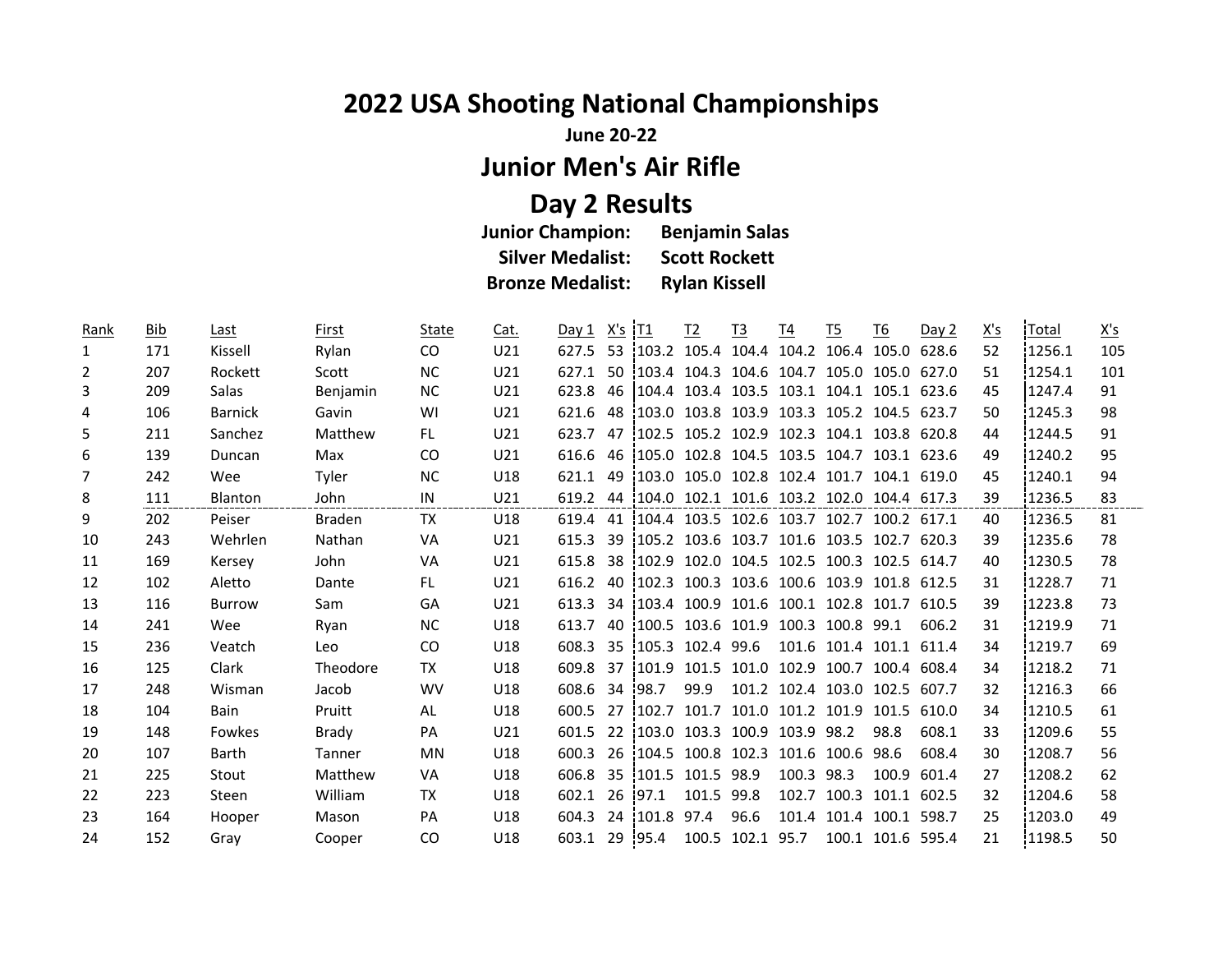# 2022 USA Shooting National Championships

**June 20-22**

## Junior Men's Air Rifle

## Day 2 Results

**Junior Champion:** **Benjamin Salas**
**Silver Medalist:** **Scott Rockett**
**Bronze Medalist:** **Rylan Kissell**

| Rank | Bib | Last | First | State | Cat. | Day 1 | X's | T1 | T2 | T3 | T4 | T5 | T6 | Day 2 | X's | Total | X's |
|---|---|---|---|---|---|---|---|---|---|---|---|---|---|---|---|---|---|
| 1 | 171 | Kissell | Rylan | CO | U21 | 627.5 | 53 | 103.2 | 105.4 | 104.4 | 104.2 | 106.4 | 105.0 | 628.6 | 52 | 1256.1 | 105 |
| 2 | 207 | Rockett | Scott | NC | U21 | 627.1 | 50 | 103.4 | 104.3 | 104.6 | 104.7 | 105.0 | 105.0 | 627.0 | 51 | 1254.1 | 101 |
| 3 | 209 | Salas | Benjamin | NC | U21 | 623.8 | 46 | 104.4 | 103.4 | 103.5 | 103.1 | 104.1 | 105.1 | 623.6 | 45 | 1247.4 | 91 |
| 4 | 106 | Barnick | Gavin | WI | U21 | 621.6 | 48 | 103.0 | 103.8 | 103.9 | 103.3 | 105.2 | 104.5 | 623.7 | 50 | 1245.3 | 98 |
| 5 | 211 | Sanchez | Matthew | FL | U21 | 623.7 | 47 | 102.5 | 105.2 | 102.9 | 102.3 | 104.1 | 103.8 | 620.8 | 44 | 1244.5 | 91 |
| 6 | 139 | Duncan | Max | CO | U21 | 616.6 | 46 | 105.0 | 102.8 | 104.5 | 103.5 | 104.7 | 103.1 | 623.6 | 49 | 1240.2 | 95 |
| 7 | 242 | Wee | Tyler | NC | U18 | 621.1 | 49 | 103.0 | 105.0 | 102.8 | 102.4 | 101.7 | 104.1 | 619.0 | 45 | 1240.1 | 94 |
| 8 | 111 | Blanton | John | IN | U21 | 619.2 | 44 | 104.0 | 102.1 | 101.6 | 103.2 | 102.0 | 104.4 | 617.3 | 39 | 1236.5 | 83 |
| 9 | 202 | Peiser | Braden | TX | U18 | 619.4 | 41 | 104.4 | 103.5 | 102.6 | 103.7 | 102.7 | 100.2 | 617.1 | 40 | 1236.5 | 81 |
| 10 | 243 | Wehrlen | Nathan | VA | U21 | 615.3 | 39 | 105.2 | 103.6 | 103.7 | 101.6 | 103.5 | 102.7 | 620.3 | 39 | 1235.6 | 78 |
| 11 | 169 | Kersey | John | VA | U21 | 615.8 | 38 | 102.9 | 102.0 | 104.5 | 102.5 | 100.3 | 102.5 | 614.7 | 40 | 1230.5 | 78 |
| 12 | 102 | Aletto | Dante | FL | U21 | 616.2 | 40 | 102.3 | 100.3 | 103.6 | 100.6 | 103.9 | 101.8 | 612.5 | 31 | 1228.7 | 71 |
| 13 | 116 | Burrow | Sam | GA | U21 | 613.3 | 34 | 103.4 | 100.9 | 101.6 | 100.1 | 102.8 | 101.7 | 610.5 | 39 | 1223.8 | 73 |
| 14 | 241 | Wee | Ryan | NC | U18 | 613.7 | 40 | 100.5 | 103.6 | 101.9 | 100.3 | 100.8 | 99.1 | 606.2 | 31 | 1219.9 | 71 |
| 15 | 236 | Veatch | Leo | CO | U18 | 608.3 | 35 | 105.3 | 102.4 | 99.6 | 101.6 | 101.4 | 101.1 | 611.4 | 34 | 1219.7 | 69 |
| 16 | 125 | Clark | Theodore | TX | U18 | 609.8 | 37 | 101.9 | 101.5 | 101.0 | 102.9 | 100.7 | 100.4 | 608.4 | 34 | 1218.2 | 71 |
| 17 | 248 | Wisman | Jacob | WV | U18 | 608.6 | 34 | 98.7 | 99.9 | 101.2 | 102.4 | 103.0 | 102.5 | 607.7 | 32 | 1216.3 | 66 |
| 18 | 104 | Bain | Pruitt | AL | U18 | 600.5 | 27 | 102.7 | 101.7 | 101.0 | 101.2 | 101.9 | 101.5 | 610.0 | 34 | 1210.5 | 61 |
| 19 | 148 | Fowkes | Brady | PA | U21 | 601.5 | 22 | 103.0 | 103.3 | 100.9 | 103.9 | 98.2 | 98.8 | 608.1 | 33 | 1209.6 | 55 |
| 20 | 107 | Barth | Tanner | MN | U18 | 600.3 | 26 | 104.5 | 100.8 | 102.3 | 101.6 | 100.6 | 98.6 | 608.4 | 30 | 1208.7 | 56 |
| 21 | 225 | Stout | Matthew | VA | U18 | 606.8 | 35 | 101.5 | 101.5 | 98.9 | 100.3 | 98.3 | 100.9 | 601.4 | 27 | 1208.2 | 62 |
| 22 | 223 | Steen | William | TX | U18 | 602.1 | 26 | 97.1 | 101.5 | 99.8 | 102.7 | 100.3 | 101.1 | 602.5 | 32 | 1204.6 | 58 |
| 23 | 164 | Hooper | Mason | PA | U18 | 604.3 | 24 | 101.8 | 97.4 | 96.6 | 101.4 | 101.4 | 100.1 | 598.7 | 25 | 1203.0 | 49 |
| 24 | 152 | Gray | Cooper | CO | U18 | 603.1 | 29 | 95.4 | 100.5 | 102.1 | 95.7 | 100.1 | 101.6 | 595.4 | 21 | 1198.5 | 50 |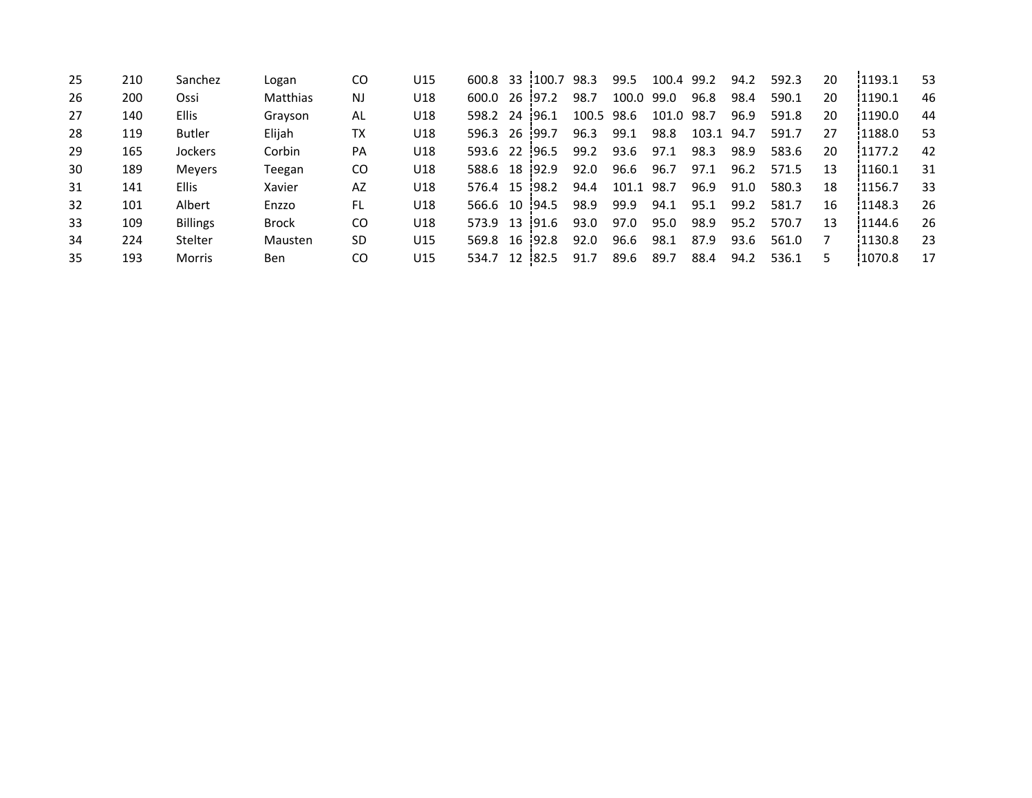| | | | | | | | | | | | | | | | | | | |
|---|---|---|---|---|---|---|---|---|---|---|---|---|---|---|---|---|---|---|
| 25 | 210 | Sanchez | Logan | CO | U15 | 600.8 | 33 | 100.7 | 98.3 | 99.5 | 100.4 | 99.2 | 94.2 | 592.3 | 20 | 1193.1 | 53 |
| 26 | 200 | Ossi | Matthias | NJ | U18 | 600.0 | 26 | 97.2 | 98.7 | 100.0 | 99.0 | 96.8 | 98.4 | 590.1 | 20 | 1190.1 | 46 |
| 27 | 140 | Ellis | Grayson | AL | U18 | 598.2 | 24 | 96.1 | 100.5 | 98.6 | 101.0 | 98.7 | 96.9 | 591.8 | 20 | 1190.0 | 44 |
| 28 | 119 | Butler | Elijah | TX | U18 | 596.3 | 26 | 99.7 | 96.3 | 99.1 | 98.8 | 103.1 | 94.7 | 591.7 | 27 | 1188.0 | 53 |
| 29 | 165 | Jockers | Corbin | PA | U18 | 593.6 | 22 | 96.5 | 99.2 | 93.6 | 97.1 | 98.3 | 98.9 | 583.6 | 20 | 1177.2 | 42 |
| 30 | 189 | Meyers | Teegan | CO | U18 | 588.6 | 18 | 92.9 | 92.0 | 96.6 | 96.7 | 97.1 | 96.2 | 571.5 | 13 | 1160.1 | 31 |
| 31 | 141 | Ellis | Xavier | AZ | U18 | 576.4 | 15 | 98.2 | 94.4 | 101.1 | 98.7 | 96.9 | 91.0 | 580.3 | 18 | 1156.7 | 33 |
| 32 | 101 | Albert | Enzzo | FL | U18 | 566.6 | 10 | 94.5 | 98.9 | 99.9 | 94.1 | 95.1 | 99.2 | 581.7 | 16 | 1148.3 | 26 |
| 33 | 109 | Billings | Brock | CO | U18 | 573.9 | 13 | 91.6 | 93.0 | 97.0 | 95.0 | 98.9 | 95.2 | 570.7 | 13 | 1144.6 | 26 |
| 34 | 224 | Stelter | Mausten | SD | U15 | 569.8 | 16 | 92.8 | 92.0 | 96.6 | 98.1 | 87.9 | 93.6 | 561.0 | 7 | 1130.8 | 23 |
| 35 | 193 | Morris | Ben | CO | U15 | 534.7 | 12 | 82.5 | 91.7 | 89.6 | 89.7 | 88.4 | 94.2 | 536.1 | 5 | 1070.8 | 17 |